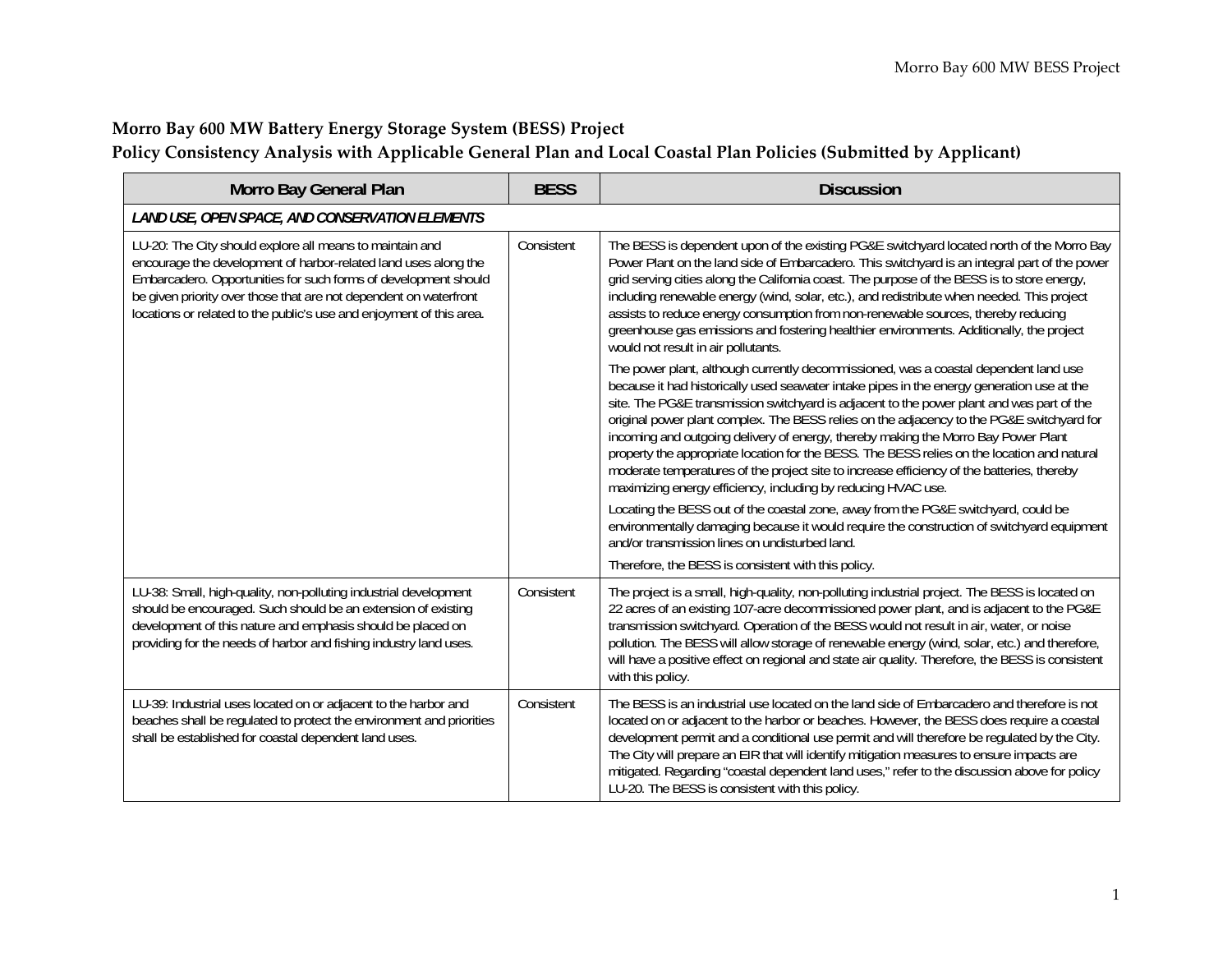**Morro Bay 600 MW Battery Energy Storage System (BESS) Project**
**Policy Consistency Analysis with Applicable General Plan and Local Coastal Plan Policies (Submitted by Applicant)**

| Morro Bay General Plan | BESS | Discussion |
|---|---|---|
| ***LAND USE, OPEN SPACE, AND CONSERVATION ELEMENTS*** | | |
| LU-20: The City should explore all means to maintain and encourage the development of harbor-related land uses along the Embarcadero. Opportunities for such forms of development should be given priority over those that are not dependent on waterfront locations or related to the public's use and enjoyment of this area. | Consistent | The BESS is dependent upon of the existing PG&E switchyard located north of the Morro Bay Power Plant on the land side of Embarcadero. This switchyard is an integral part of the power grid serving cities along the California coast. The purpose of the BESS is to store energy, including renewable energy (wind, solar, etc.), and redistribute when needed. This project assists to reduce energy consumption from non-renewable sources, thereby reducing greenhouse gas emissions and fostering healthier environments. Additionally, the project would not result in air pollutants.<br><br>The power plant, although currently decommissioned, was a coastal dependent land use because it had historically used seawater intake pipes in the energy generation use at the site. The PG&E transmission switchyard is adjacent to the power plant and was part of the original power plant complex. The BESS relies on the adjacency to the PG&E switchyard for incoming and outgoing delivery of energy, thereby making the Morro Bay Power Plant property the appropriate location for the BESS. The BESS relies on the location and natural moderate temperatures of the project site to increase efficiency of the batteries, thereby maximizing energy efficiency, including by reducing HVAC use.<br><br>Locating the BESS out of the coastal zone, away from the PG&E switchyard, could be environmentally damaging because it would require the construction of switchyard equipment and/or transmission lines on undisturbed land.<br><br>Therefore, the BESS is consistent with this policy. |
| LU-38: Small, high-quality, non-polluting industrial development should be encouraged. Such should be an extension of existing development of this nature and emphasis should be placed on providing for the needs of harbor and fishing industry land uses. | Consistent | The project is a small, high-quality, non-polluting industrial project. The BESS is located on 22 acres of an existing 107-acre decommissioned power plant, and is adjacent to the PG&E transmission switchyard. Operation of the BESS would not result in air, water, or noise pollution. The BESS will allow storage of renewable energy (wind, solar, etc.) and therefore, will have a positive effect on regional and state air quality. Therefore, the BESS is consistent with this policy. |
| LU-39: Industrial uses located on or adjacent to the harbor and beaches shall be regulated to protect the environment and priorities shall be established for coastal dependent land uses. | Consistent | The BESS is an industrial use located on the land side of Embarcadero and therefore is not located on or adjacent to the harbor or beaches. However, the BESS does require a coastal development permit and a conditional use permit and will therefore be regulated by the City. The City will prepare an EIR that will identify mitigation measures to ensure impacts are mitigated. Regarding "coastal dependent land uses," refer to the discussion above for policy LU-20. The BESS is consistent with this policy. |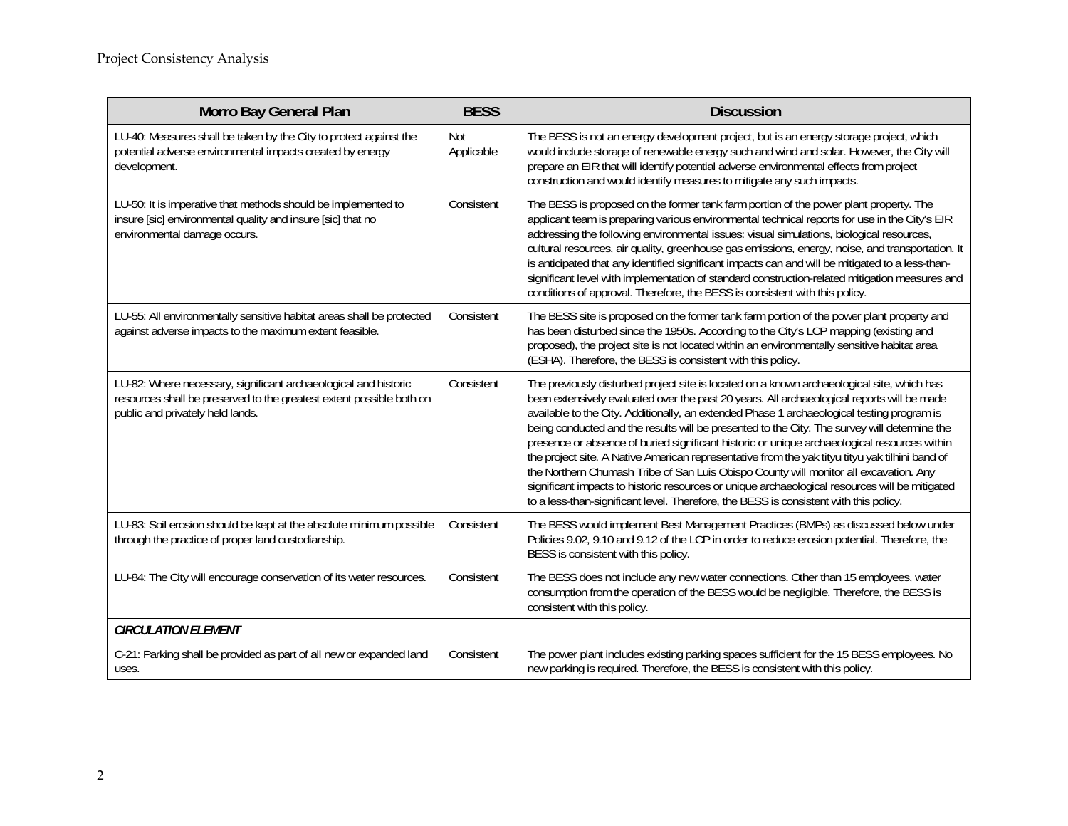| Morro Bay General Plan | BESS | Discussion |
|---|---|---|
| LU-40: Measures shall be taken by the City to protect against the potential adverse environmental impacts created by energy development. | Not Applicable | The BESS is not an energy development project, but is an energy storage project, which would include storage of renewable energy such and wind and solar. However, the City will prepare an EIR that will identify potential adverse environmental effects from project construction and would identify measures to mitigate any such impacts. |
| LU-50: It is imperative that methods should be implemented to insure [sic] environmental quality and insure [sic] that no environmental damage occurs. | Consistent | The BESS is proposed on the former tank farm portion of the power plant property. The applicant team is preparing various environmental technical reports for use in the City's EIR addressing the following environmental issues: visual simulations, biological resources, cultural resources, air quality, greenhouse gas emissions, energy, noise, and transportation. It is anticipated that any identified significant impacts can and will be mitigated to a less-than-significant level with implementation of standard construction-related mitigation measures and conditions of approval. Therefore, the BESS is consistent with this policy. |
| LU-55: All environmentally sensitive habitat areas shall be protected against adverse impacts to the maximum extent feasible. | Consistent | The BESS site is proposed on the former tank farm portion of the power plant property and has been disturbed since the 1950s. According to the City's LCP mapping (existing and proposed), the project site is not located within an environmentally sensitive habitat area (ESHA). Therefore, the BESS is consistent with this policy. |
| LU-82: Where necessary, significant archaeological and historic resources shall be preserved to the greatest extent possible both on public and privately held lands. | Consistent | The previously disturbed project site is located on a known archaeological site, which has been extensively evaluated over the past 20 years. All archaeological reports will be made available to the City. Additionally, an extended Phase 1 archaeological testing program is being conducted and the results will be presented to the City. The survey will determine the presence or absence of buried significant historic or unique archaeological resources within the project site. A Native American representative from the yak tityu tityu yak tilhini band of the Northern Chumash Tribe of San Luis Obispo County will monitor all excavation. Any significant impacts to historic resources or unique archaeological resources will be mitigated to a less-than-significant level. Therefore, the BESS is consistent with this policy. |
| LU-83: Soil erosion should be kept at the absolute minimum possible through the practice of proper land custodianship. | Consistent | The BESS would implement Best Management Practices (BMPs) as discussed below under Policies 9.02, 9.10 and 9.12 of the LCP in order to reduce erosion potential. Therefore, the BESS is consistent with this policy. |
| LU-84: The City will encourage conservation of its water resources. | Consistent | The BESS does not include any new water connections. Other than 15 employees, water consumption from the operation of the BESS would be negligible. Therefore, the BESS is consistent with this policy. |
| ***CIRCULATION ELEMENT*** | | |
| C-21: Parking shall be provided as part of all new or expanded land uses. | Consistent | The power plant includes existing parking spaces sufficient for the 15 BESS employees. No new parking is required. Therefore, the BESS is consistent with this policy. |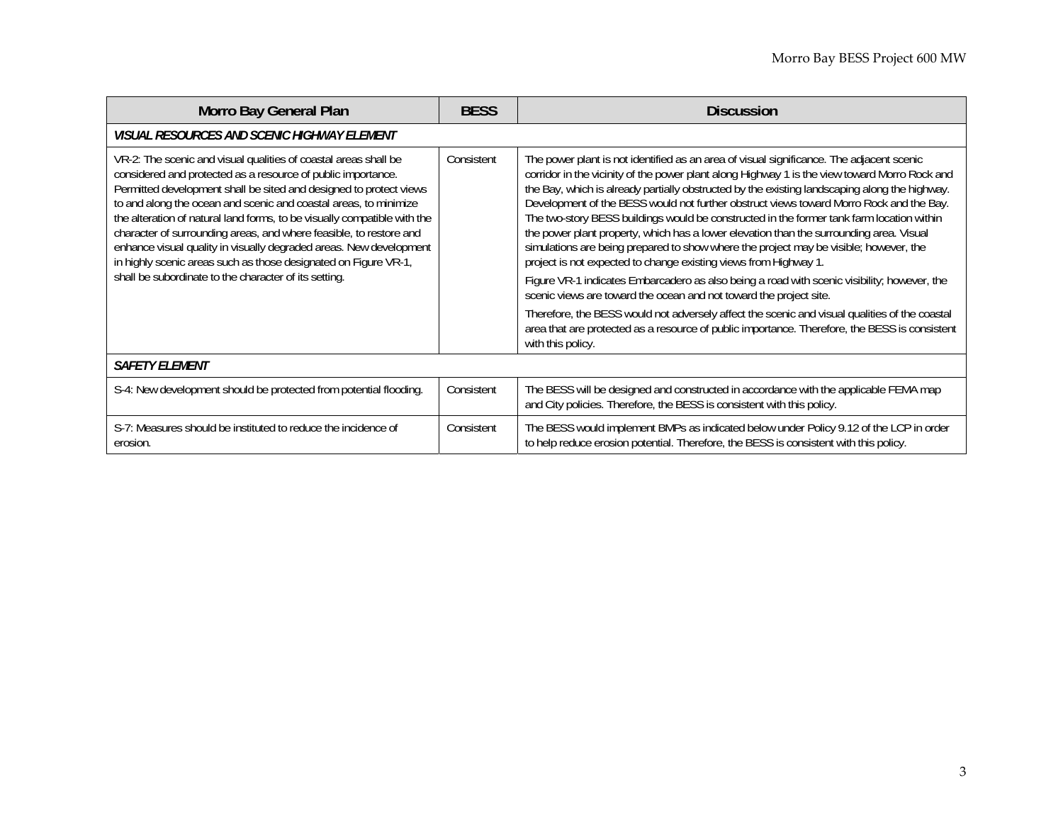| Morro Bay General Plan | BESS | Discussion |
|---|---|---|
| ***VISUAL RESOURCES AND SCENIC HIGHWAY ELEMENT*** | | |
| VR-2: The scenic and visual qualities of coastal areas shall be considered and protected as a resource of public importance. Permitted development shall be sited and designed to protect views to and along the ocean and scenic and coastal areas, to minimize the alteration of natural land forms, to be visually compatible with the character of surrounding areas, and where feasible, to restore and enhance visual quality in visually degraded areas. New development in highly scenic areas such as those designated on Figure VR-1, shall be subordinate to the character of its setting. | Consistent | The power plant is not identified as an area of visual significance. The adjacent scenic corridor in the vicinity of the power plant along Highway 1 is the view toward Morro Rock and the Bay, which is already partially obstructed by the existing landscaping along the highway. Development of the BESS would not further obstruct views toward Morro Rock and the Bay. The two-story BESS buildings would be constructed in the former tank farm location within the power plant property, which has a lower elevation than the surrounding area. Visual simulations are being prepared to show where the project may be visible; however, the project is not expected to change existing views from Highway 1.<br><br>Figure VR-1 indicates Embarcadero as also being a road with scenic visibility; however, the scenic views are toward the ocean and not toward the project site.<br><br>Therefore, the BESS would not adversely affect the scenic and visual qualities of the coastal area that are protected as a resource of public importance. Therefore, the BESS is consistent with this policy. |
| ***SAFETY ELEMENT*** | | |
| S-4: New development should be protected from potential flooding. | Consistent | The BESS will be designed and constructed in accordance with the applicable FEMA map and City policies. Therefore, the BESS is consistent with this policy. |
| S-7: Measures should be instituted to reduce the incidence of erosion. | Consistent | The BESS would implement BMPs as indicated below under Policy 9.12 of the LCP in order to help reduce erosion potential. Therefore, the BESS is consistent with this policy. |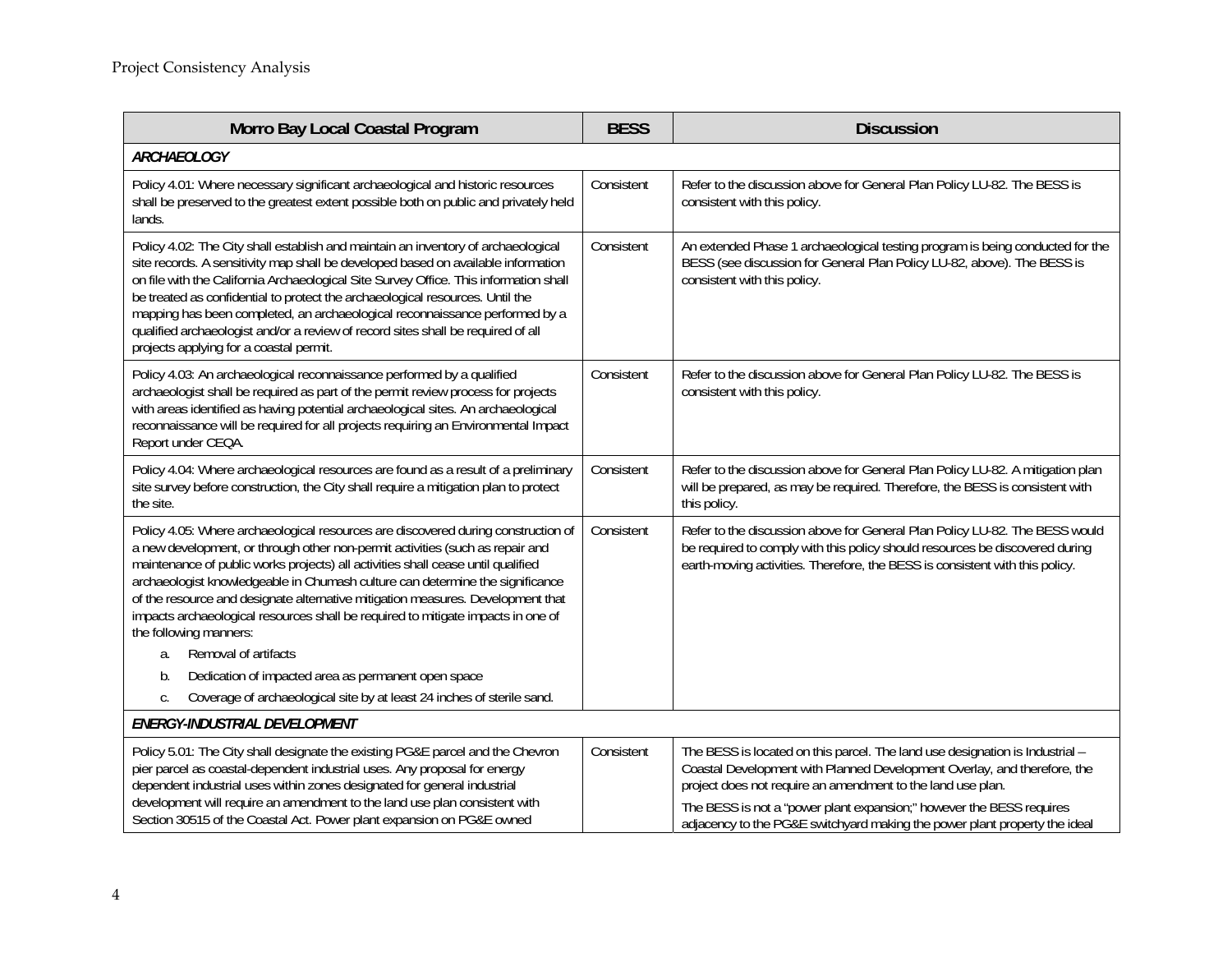| Morro Bay Local Coastal Program | BESS | Discussion |
|---|---|---|
| ***ARCHAEOLOGY*** | | |
| Policy 4.01: Where necessary significant archaeological and historic resources shall be preserved to the greatest extent possible both on public and privately held lands. | Consistent | Refer to the discussion above for General Plan Policy LU-82. The BESS is consistent with this policy. |
| Policy 4.02: The City shall establish and maintain an inventory of archaeological site records. A sensitivity map shall be developed based on available information on file with the California Archaeological Site Survey Office. This information shall be treated as confidential to protect the archaeological resources. Until the mapping has been completed, an archaeological reconnaissance performed by a qualified archaeologist and/or a review of record sites shall be required of all projects applying for a coastal permit. | Consistent | An extended Phase 1 archaeological testing program is being conducted for the BESS (see discussion for General Plan Policy LU-82, above). The BESS is consistent with this policy. |
| Policy 4.03: An archaeological reconnaissance performed by a qualified archaeologist shall be required as part of the permit review process for projects with areas identified as having potential archaeological sites. An archaeological reconnaissance will be required for all projects requiring an Environmental Impact Report under CEQA. | Consistent | Refer to the discussion above for General Plan Policy LU-82. The BESS is consistent with this policy. |
| Policy 4.04: Where archaeological resources are found as a result of a preliminary site survey before construction, the City shall require a mitigation plan to protect the site. | Consistent | Refer to the discussion above for General Plan Policy LU-82. A mitigation plan will be prepared, as may be required. Therefore, the BESS is consistent with this policy. |
| Policy 4.05: Where archaeological resources are discovered during construction of a new development, or through other non-permit activities (such as repair and maintenance of public works projects) all activities shall cease until qualified archaeologist knowledgeable in Chumash culture can determine the significance of the resource and designate alternative mitigation measures. Development that impacts archaeological resources shall be required to mitigate impacts in one of the following manners: a. Removal of artifacts b. Dedication of impacted area as permanent open space c. Coverage of archaeological site by at least 24 inches of sterile sand. | Consistent | Refer to the discussion above for General Plan Policy LU-82. The BESS would be required to comply with this policy should resources be discovered during earth-moving activities. Therefore, the BESS is consistent with this policy. |
| ***ENERGY-INDUSTRIAL DEVELOPMENT*** | | |
| Policy 5.01: The City shall designate the existing PG&E parcel and the Chevron pier parcel as coastal-dependent industrial uses. Any proposal for energy dependent industrial uses within zones designated for general industrial development will require an amendment to the land use plan consistent with Section 30515 of the Coastal Act. Power plant expansion on PG&E owned | Consistent | The BESS is located on this parcel. The land use designation is Industrial – Coastal Development with Planned Development Overlay, and therefore, the project does not require an amendment to the land use plan. The BESS is not a "power plant expansion;" however the BESS requires adjacency to the PG&E switchyard making the power plant property the ideal |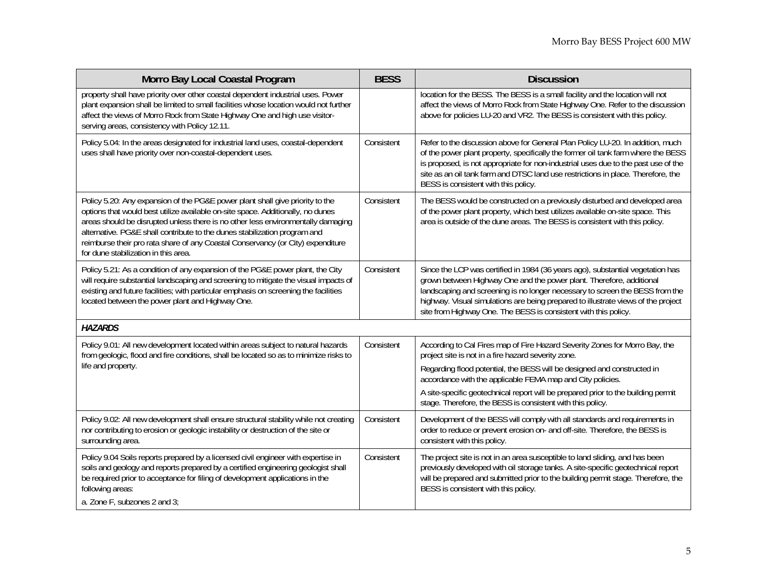| Morro Bay Local Coastal Program | BESS | Discussion |
|---|---|---|
| property shall have priority over other coastal dependent industrial uses. Power plant expansion shall be limited to small facilities whose location would not further affect the views of Morro Rock from State Highway One and high use visitor-serving areas, consistency with Policy 12.11. | | location for the BESS. The BESS is a small facility and the location will not affect the views of Morro Rock from State Highway One. Refer to the discussion above for policies LU-20 and VR2. The BESS is consistent with this policy. |
| Policy 5.04: In the areas designated for industrial land uses, coastal-dependent uses shall have priority over non-coastal-dependent uses. | Consistent | Refer to the discussion above for General Plan Policy LU-20. In addition, much of the power plant property, specifically the former oil tank farm where the BESS is proposed, is not appropriate for non-industrial uses due to the past use of the site as an oil tank farm and DTSC land use restrictions in place. Therefore, the BESS is consistent with this policy. |
| Policy 5.20: Any expansion of the PG&E power plant shall give priority to the options that would best utilize available on-site space. Additionally, no dunes areas should be disrupted unless there is no other less environmentally damaging alternative. PG&E shall contribute to the dunes stabilization program and reimburse their pro rata share of any Coastal Conservancy (or City) expenditure for dune stabilization in this area. | Consistent | The BESS would be constructed on a previously disturbed and developed area of the power plant property, which best utilizes available on-site space. This area is outside of the dune areas. The BESS is consistent with this policy. |
| Policy 5.21: As a condition of any expansion of the PG&E power plant, the City will require substantial landscaping and screening to mitigate the visual impacts of existing and future facilities; with particular emphasis on screening the facilities located between the power plant and Highway One. | Consistent | Since the LCP was certified in 1984 (36 years ago), substantial vegetation has grown between Highway One and the power plant. Therefore, additional landscaping and screening is no longer necessary to screen the BESS from the highway. Visual simulations are being prepared to illustrate views of the project site from Highway One. The BESS is consistent with this policy. |
| ***HAZARDS*** | | |
| Policy 9.01: All new development located within areas subject to natural hazards from geologic, flood and fire conditions, shall be located so as to minimize risks to life and property. | Consistent | According to Cal Fires map of Fire Hazard Severity Zones for Morro Bay, the project site is not in a fire hazard severity zone.<br><br>Regarding flood potential, the BESS will be designed and constructed in accordance with the applicable FEMA map and City policies.<br><br>A site-specific geotechnical report will be prepared prior to the building permit stage. Therefore, the BESS is consistent with this policy. |
| Policy 9.02: All new development shall ensure structural stability while not creating nor contributing to erosion or geologic instability or destruction of the site or surrounding area. | Consistent | Development of the BESS will comply with all standards and requirements in order to reduce or prevent erosion on- and off-site. Therefore, the BESS is consistent with this policy. |
| Policy 9.04 Soils reports prepared by a licensed civil engineer with expertise in soils and geology and reports prepared by a certified engineering geologist shall be required prior to acceptance for filing of development applications in the following areas:<br><br>a. Zone F, subzones 2 and 3; | Consistent | The project site is not in an area susceptible to land sliding, and has been previously developed with oil storage tanks. A site-specific geotechnical report will be prepared and submitted prior to the building permit stage. Therefore, the BESS is consistent with this policy. |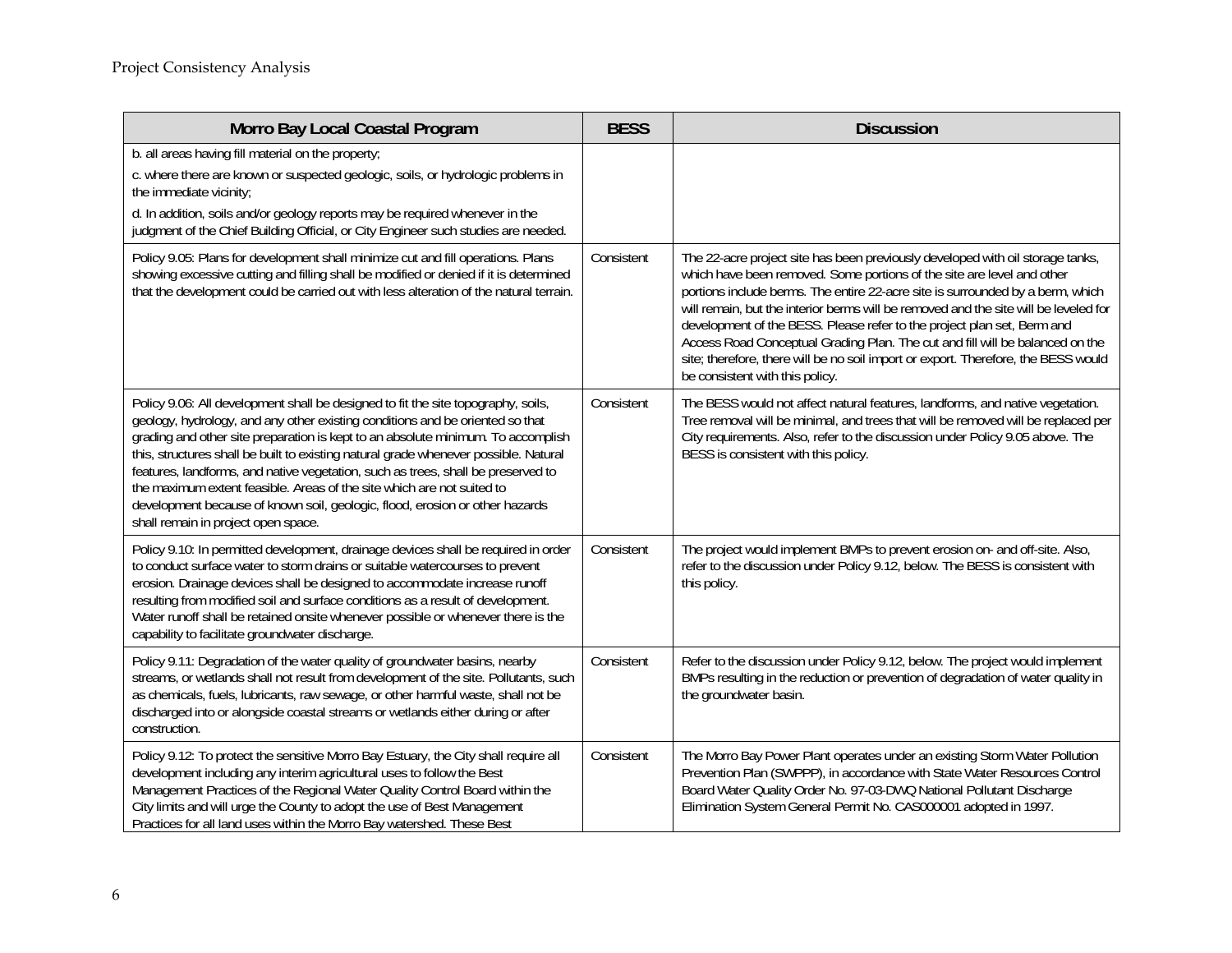| Morro Bay Local Coastal Program | BESS | Discussion |
|---|---|---|
| b. all areas having fill material on the property;<br>c. where there are known or suspected geologic, soils, or hydrologic problems in the immediate vicinity;<br>d. In addition, soils and/or geology reports may be required whenever in the judgment of the Chief Building Official, or City Engineer such studies are needed. | | |
| Policy 9.05: Plans for development shall minimize cut and fill operations. Plans showing excessive cutting and filling shall be modified or denied if it is determined that the development could be carried out with less alteration of the natural terrain. | Consistent | The 22-acre project site has been previously developed with oil storage tanks, which have been removed. Some portions of the site are level and other portions include berms. The entire 22-acre site is surrounded by a berm, which will remain, but the interior berms will be removed and the site will be leveled for development of the BESS. Please refer to the project plan set, Berm and Access Road Conceptual Grading Plan. The cut and fill will be balanced on the site; therefore, there will be no soil import or export. Therefore, the BESS would be consistent with this policy. |
| Policy 9.06: All development shall be designed to fit the site topography, soils, geology, hydrology, and any other existing conditions and be oriented so that grading and other site preparation is kept to an absolute minimum. To accomplish this, structures shall be built to existing natural grade whenever possible. Natural features, landforms, and native vegetation, such as trees, shall be preserved to the maximum extent feasible. Areas of the site which are not suited to development because of known soil, geologic, flood, erosion or other hazards shall remain in project open space. | Consistent | The BESS would not affect natural features, landforms, and native vegetation. Tree removal will be minimal, and trees that will be removed will be replaced per City requirements. Also, refer to the discussion under Policy 9.05 above. The BESS is consistent with this policy. |
| Policy 9.10: In permitted development, drainage devices shall be required in order to conduct surface water to storm drains or suitable watercourses to prevent erosion. Drainage devices shall be designed to accommodate increase runoff resulting from modified soil and surface conditions as a result of development. Water runoff shall be retained onsite whenever possible or whenever there is the capability to facilitate groundwater discharge. | Consistent | The project would implement BMPs to prevent erosion on- and off-site. Also, refer to the discussion under Policy 9.12, below. The BESS is consistent with this policy. |
| Policy 9.11: Degradation of the water quality of groundwater basins, nearby streams, or wetlands shall not result from development of the site. Pollutants, such as chemicals, fuels, lubricants, raw sewage, or other harmful waste, shall not be discharged into or alongside coastal streams or wetlands either during or after construction. | Consistent | Refer to the discussion under Policy 9.12, below. The project would implement BMPs resulting in the reduction or prevention of degradation of water quality in the groundwater basin. |
| Policy 9.12: To protect the sensitive Morro Bay Estuary, the City shall require all development including any interim agricultural uses to follow the Best Management Practices of the Regional Water Quality Control Board within the City limits and will urge the County to adopt the use of Best Management Practices for all land uses within the Morro Bay watershed. These Best | Consistent | The Morro Bay Power Plant operates under an existing Storm Water Pollution Prevention Plan (SWPPP), in accordance with State Water Resources Control Board Water Quality Order No. 97-03-DWQ National Pollutant Discharge Elimination System General Permit No. CAS000001 adopted in 1997. |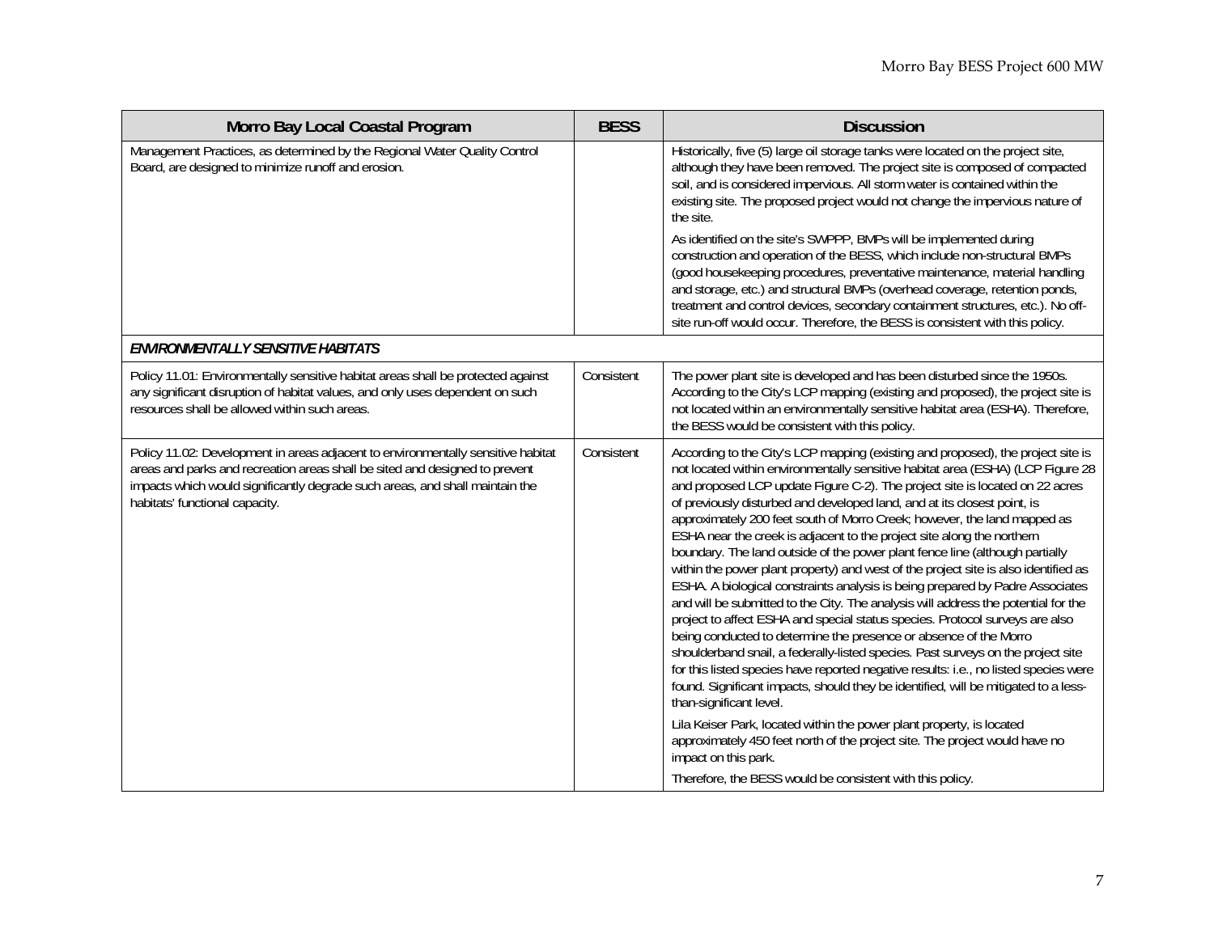| Morro Bay Local Coastal Program | BESS | Discussion |
|---|---|---|
| Management Practices, as determined by the Regional Water Quality Control Board, are designed to minimize runoff and erosion. | | Historically, five (5) large oil storage tanks were located on the project site, although they have been removed. The project site is composed of compacted soil, and is considered impervious. All storm water is contained within the existing site. The proposed project would not change the impervious nature of the site.<br><br>As identified on the site's SWPPP, BMPs will be implemented during construction and operation of the BESS, which include non-structural BMPs (good housekeeping procedures, preventative maintenance, material handling and storage, etc.) and structural BMPs (overhead coverage, retention ponds, treatment and control devices, secondary containment structures, etc.). No off-site run-off would occur. Therefore, the BESS is consistent with this policy. |
| ***ENVIRONMENTALLY SENSITIVE HABITATS*** | | |
| Policy 11.01: Environmentally sensitive habitat areas shall be protected against any significant disruption of habitat values, and only uses dependent on such resources shall be allowed within such areas. | Consistent | The power plant site is developed and has been disturbed since the 1950s. According to the City's LCP mapping (existing and proposed), the project site is not located within an environmentally sensitive habitat area (ESHA). Therefore, the BESS would be consistent with this policy. |
| Policy 11.02: Development in areas adjacent to environmentally sensitive habitat areas and parks and recreation areas shall be sited and designed to prevent impacts which would significantly degrade such areas, and shall maintain the habitats' functional capacity. | Consistent | According to the City's LCP mapping (existing and proposed), the project site is not located within environmentally sensitive habitat area (ESHA) (LCP Figure 28 and proposed LCP update Figure C-2). The project site is located on 22 acres of previously disturbed and developed land, and at its closest point, is approximately 200 feet south of Morro Creek; however, the land mapped as ESHA near the creek is adjacent to the project site along the northern boundary. The land outside of the power plant fence line (although partially within the power plant property) and west of the project site is also identified as ESHA. A biological constraints analysis is being prepared by Padre Associates and will be submitted to the City. The analysis will address the potential for the project to affect ESHA and special status species. Protocol surveys are also being conducted to determine the presence or absence of the Morro shoulderband snail, a federally-listed species. Past surveys on the project site for this listed species have reported negative results: i.e., no listed species were found. Significant impacts, should they be identified, will be mitigated to a less-than-significant level.<br><br>Lila Keiser Park, located within the power plant property, is located approximately 450 feet north of the project site. The project would have no impact on this park.<br><br>Therefore, the BESS would be consistent with this policy. |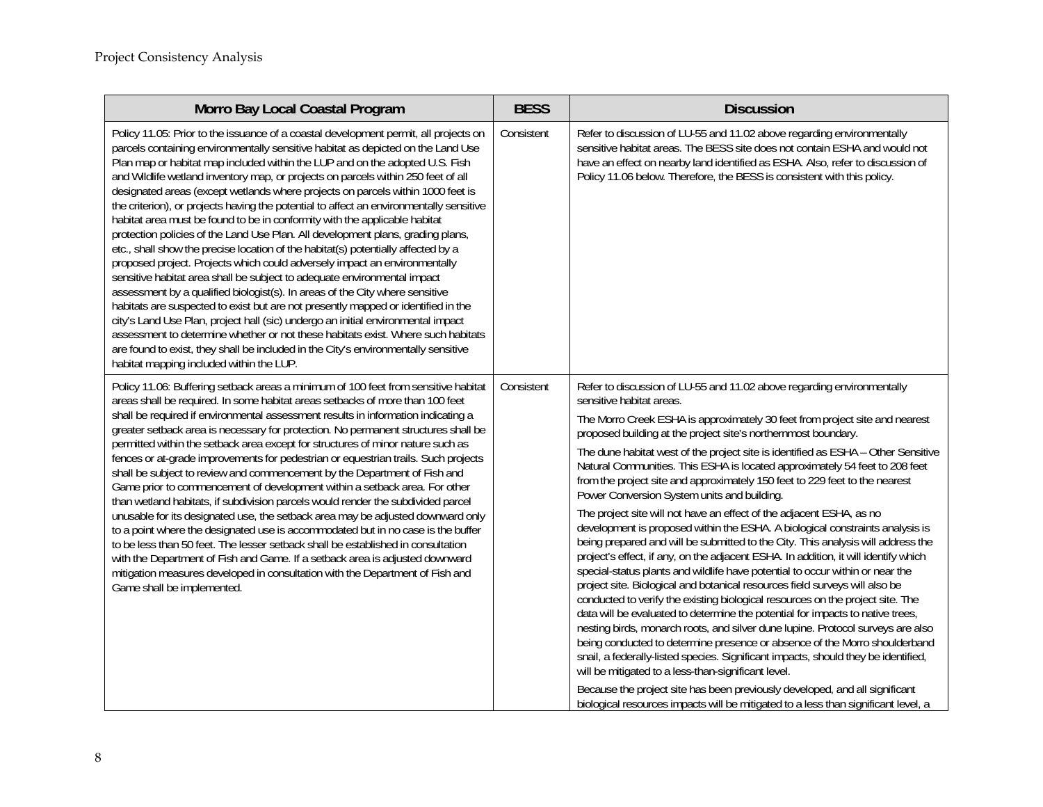| Morro Bay Local Coastal Program | BESS | Discussion |
| --- | --- | --- |
| Policy 11.05: Prior to the issuance of a coastal development permit, all projects on parcels containing environmentally sensitive habitat as depicted on the Land Use Plan map or habitat map included within the LUP and on the adopted U.S. Fish and Wildlife wetland inventory map, or projects on parcels within 250 feet of all designated areas (except wetlands where projects on parcels within 1000 feet is the criterion), or projects having the potential to affect an environmentally sensitive habitat area must be found to be in conformity with the applicable habitat protection policies of the Land Use Plan. All development plans, grading plans, etc., shall show the precise location of the habitat(s) potentially affected by a proposed project. Projects which could adversely impact an environmentally sensitive habitat area shall be subject to adequate environmental impact assessment by a qualified biologist(s). In areas of the City where sensitive habitats are suspected to exist but are not presently mapped or identified in the city's Land Use Plan, project hall (sic) undergo an initial environmental impact assessment to determine whether or not these habitats exist. Where such habitats are found to exist, they shall be included in the City's environmentally sensitive habitat mapping included within the LUP. | Consistent | Refer to discussion of LU-55 and 11.02 above regarding environmentally sensitive habitat areas. The BESS site does not contain ESHA and would not have an effect on nearby land identified as ESHA. Also, refer to discussion of Policy 11.06 below. Therefore, the BESS is consistent with this policy. |
| Policy 11.06: Buffering setback areas a minimum of 100 feet from sensitive habitat areas shall be required. In some habitat areas setbacks of more than 100 feet shall be required if environmental assessment results in information indicating a greater setback area is necessary for protection. No permanent structures shall be permitted within the setback area except for structures of minor nature such as fences or at-grade improvements for pedestrian or equestrian trails. Such projects shall be subject to review and commencement by the Department of Fish and Game prior to commencement of development within a setback area. For other than wetland habitats, if subdivision parcels would render the subdivided parcel unusable for its designated use, the setback area may be adjusted downward only to a point where the designated use is accommodated but in no case is the buffer to be less than 50 feet. The lesser setback shall be established in consultation with the Department of Fish and Game. If a setback area is adjusted downward mitigation measures developed in consultation with the Department of Fish and Game shall be implemented. | Consistent | Refer to discussion of LU-55 and 11.02 above regarding environmentally sensitive habitat areas.<br><br>The Morro Creek ESHA is approximately 30 feet from project site and nearest proposed building at the project site's northernmost boundary.<br><br>The dune habitat west of the project site is identified as ESHA – Other Sensitive Natural Communities. This ESHA is located approximately 54 feet to 208 feet from the project site and approximately 150 feet to 229 feet to the nearest Power Conversion System units and building.<br><br>The project site will not have an effect of the adjacent ESHA, as no development is proposed within the ESHA. A biological constraints analysis is being prepared and will be submitted to the City. This analysis will address the project's effect, if any, on the adjacent ESHA. In addition, it will identify which special-status plants and wildlife have potential to occur within or near the project site. Biological and botanical resources field surveys will also be conducted to verify the existing biological resources on the project site. The data will be evaluated to determine the potential for impacts to native trees, nesting birds, monarch roots, and silver dune lupine. Protocol surveys are also being conducted to determine presence or absence of the Morro shoulderband snail, a federally-listed species. Significant impacts, should they be identified, will be mitigated to a less-than-significant level.<br><br>Because the project site has been previously developed, and all significant biological resources impacts will be mitigated to a less than significant level, a |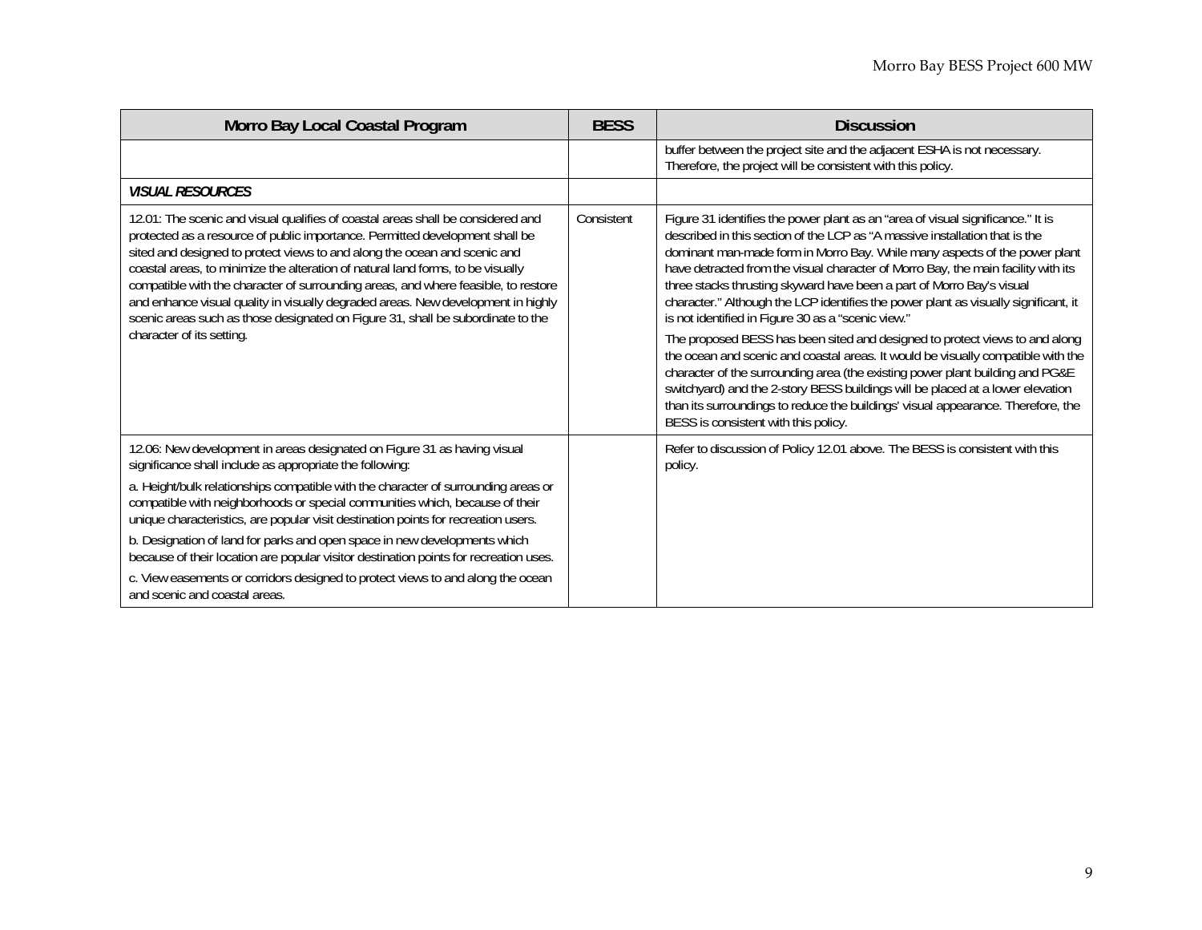| Morro Bay Local Coastal Program | BESS | Discussion |
|---|---|---|
| | | buffer between the project site and the adjacent ESHA is not necessary. Therefore, the project will be consistent with this policy. |
| ***VISUAL RESOURCES*** | | |
| 12.01: The scenic and visual qualifies of coastal areas shall be considered and protected as a resource of public importance. Permitted development shall be sited and designed to protect views to and along the ocean and scenic and coastal areas, to minimize the alteration of natural land forms, to be visually compatible with the character of surrounding areas, and where feasible, to restore and enhance visual quality in visually degraded areas. New development in highly scenic areas such as those designated on Figure 31, shall be subordinate to the character of its setting. | Consistent | Figure 31 identifies the power plant as an "area of visual significance." It is described in this section of the LCP as "A massive installation that is the dominant man-made form in Morro Bay. While many aspects of the power plant have detracted from the visual character of Morro Bay, the main facility with its three stacks thrusting skyward have been a part of Morro Bay's visual character." Although the LCP identifies the power plant as visually significant, it is not identified in Figure 30 as a "scenic view."<br><br>The proposed BESS has been sited and designed to protect views to and along the ocean and scenic and coastal areas. It would be visually compatible with the character of the surrounding area (the existing power plant building and PG&E switchyard) and the 2-story BESS buildings will be placed at a lower elevation than its surroundings to reduce the buildings' visual appearance. Therefore, the BESS is consistent with this policy. |
| 12.06: New development in areas designated on Figure 31 as having visual significance shall include as appropriate the following:<br><br>a. Height/bulk relationships compatible with the character of surrounding areas or compatible with neighborhoods or special communities which, because of their unique characteristics, are popular visit destination points for recreation users.<br><br>b. Designation of land for parks and open space in new developments which because of their location are popular visitor destination points for recreation uses.<br><br>c. View easements or corridors designed to protect views to and along the ocean and scenic and coastal areas. | | Refer to discussion of Policy 12.01 above. The BESS is consistent with this policy. |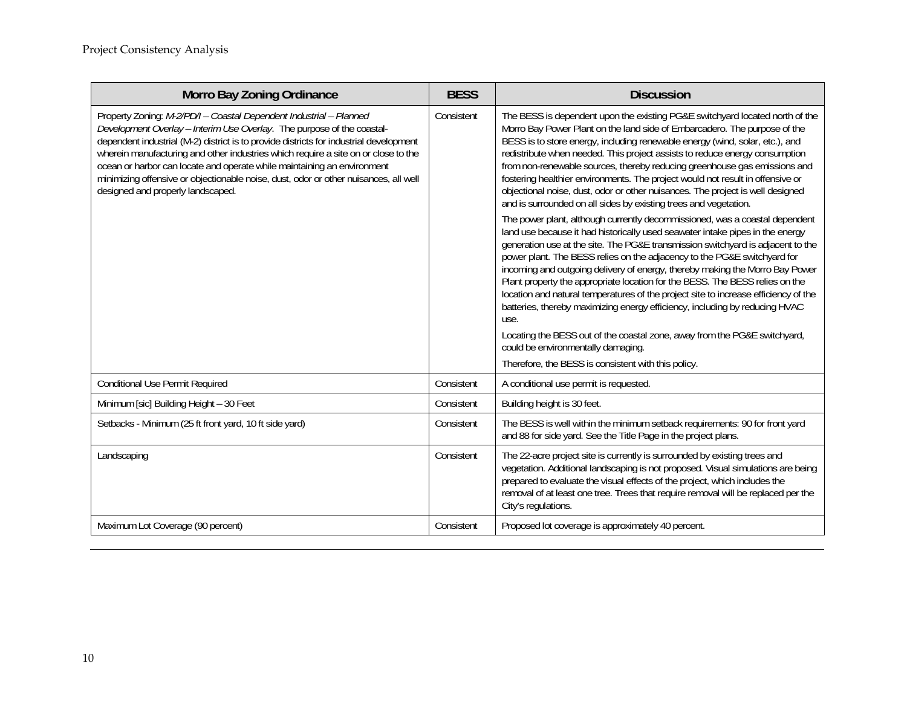| Morro Bay Zoning Ordinance | BESS | Discussion |
|---|---|---|
| Property Zoning: *M-2/PD/I – Coastal Dependent Industrial – Planned Development Overlay – Interim Use Overlay*. The purpose of the coastal-dependent industrial (M-2) district is to provide districts for industrial development wherein manufacturing and other industries which require a site on or close to the ocean or harbor can locate and operate while maintaining an environment minimizing offensive or objectionable noise, dust, odor or other nuisances, all well designed and properly landscaped. | Consistent | The BESS is dependent upon the existing PG&E switchyard located north of the Morro Bay Power Plant on the land side of Embarcadero. The purpose of the BESS is to store energy, including renewable energy (wind, solar, etc.), and redistribute when needed. This project assists to reduce energy consumption from non-renewable sources, thereby reducing greenhouse gas emissions and fostering healthier environments. The project would not result in offensive or objectional noise, dust, odor or other nuisances. The project is well designed and is surrounded on all sides by existing trees and vegetation.<br>The power plant, although currently decommissioned, was a coastal dependent land use because it had historically used seawater intake pipes in the energy generation use at the site. The PG&E transmission switchyard is adjacent to the power plant. The BESS relies on the adjacency to the PG&E switchyard for incoming and outgoing delivery of energy, thereby making the Morro Bay Power Plant property the appropriate location for the BESS. The BESS relies on the location and natural temperatures of the project site to increase efficiency of the batteries, thereby maximizing energy efficiency, including by reducing HVAC use.<br>Locating the BESS out of the coastal zone, away from the PG&E switchyard, could be environmentally damaging.<br>Therefore, the BESS is consistent with this policy. |
| Conditional Use Permit Required | Consistent | A conditional use permit is requested. |
| Minimum [sic] Building Height – 30 Feet | Consistent | Building height is 30 feet. |
| Setbacks - Minimum (25 ft front yard, 10 ft side yard) | Consistent | The BESS is well within the minimum setback requirements: 90 for front yard and 88 for side yard. See the Title Page in the project plans. |
| Landscaping | Consistent | The 22-acre project site is currently is surrounded by existing trees and vegetation. Additional landscaping is not proposed. Visual simulations are being prepared to evaluate the visual effects of the project, which includes the removal of at least one tree. Trees that require removal will be replaced per the City's regulations. |
| Maximum Lot Coverage (90 percent) | Consistent | Proposed lot coverage is approximately 40 percent. |